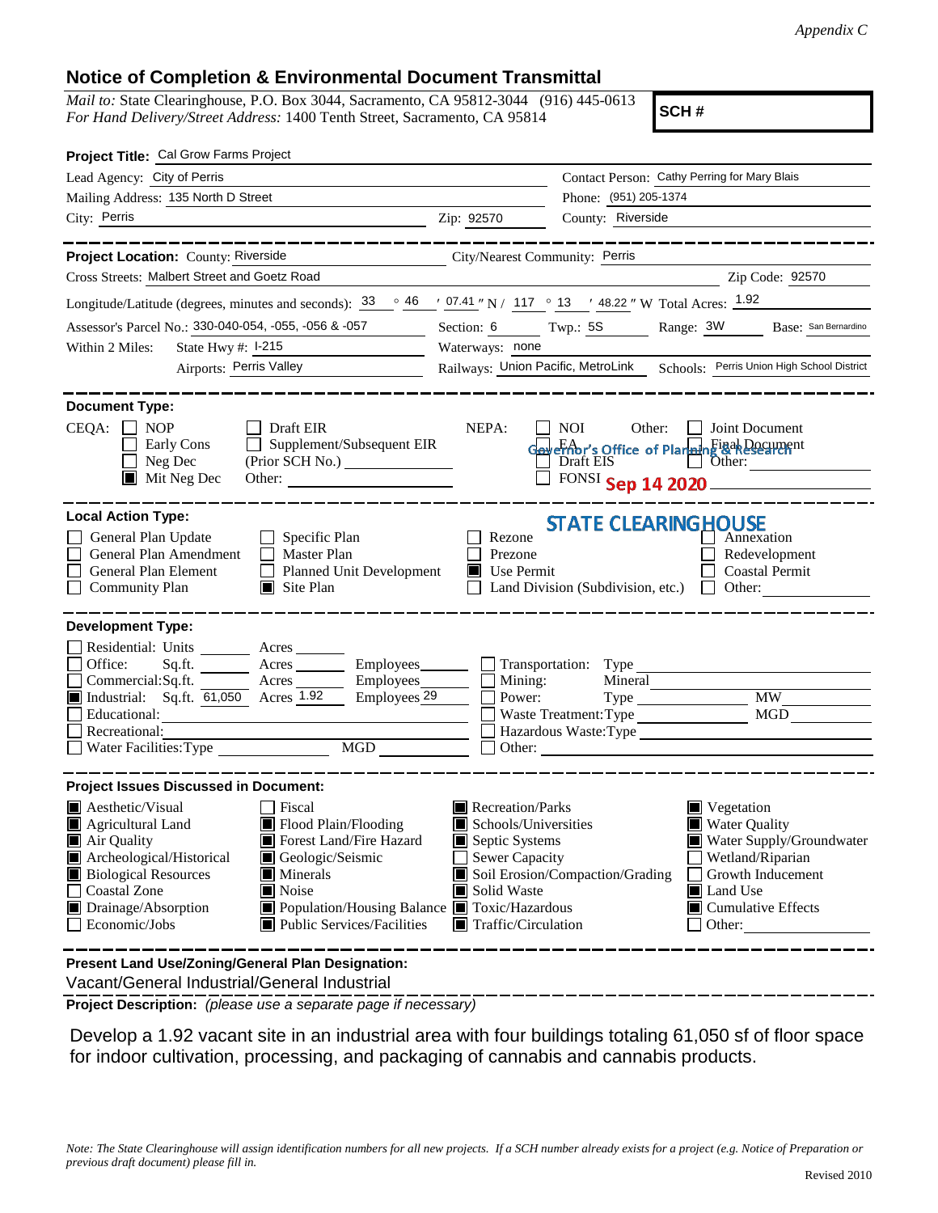*Appendix C*

## Notice of Completion & Environmental Document Transmittal

*Mail to:* State Clearinghouse, P.O. Box 3044, Sacramento, CA 95812-3044 (916) 445-0613
*For Hand Delivery/Street Address:* 1400 Tenth Street, Sacramento, CA 95814

**SCH #**

**Project Title:** Cal Grow Farms Project

Lead Agency: City of Perris
Contact Person: Cathy Perring for Mary Blais
Mailing Address: 135 North D Street
Phone: (951) 205-1374
City: Perris
Zip: 92570
County: Riverside

---

**Project Location:** County: Riverside
City/Nearest Community: Perris
Cross Streets: Malbert Street and Goetz Road
Zip Code: 92570
Longitude/Latitude (degrees, minutes and seconds): 33 ° 46 ′ 07.41 ″ N / 117 ° 13 ′ 48.22 ″ W Total Acres: 1.92
Assessor's Parcel No.: 330-040-054, -055, -056 & -057
Section: 6 Twp.: 5S Range: 3W Base: San Bernardino
Within 2 Miles: State Hwy #: I-215
Waterways: none
Airports: Perris Valley
Railways: Union Pacific, MetroLink
Schools: Perris Union High School District

---

**Document Type:**

CEQA:
- ☐ NOP
- ☐ Early Cons
- ☐ Neg Dec
- ☒ Mit Neg Dec
- ☐ Draft EIR
- ☐ Supplement/Subsequent EIR (Prior SCH No.)
- Other:

NEPA:
- ☐ NOI
- ☐ EA
- ☐ Draft EIS
- ☐ FONSI

Other:
- ☐ Joint Document
- ☐ Final Document
- ☐ Other:

Governor's Office of Planning & Research
Sep 14 2020
STATE CLEARINGHOUSE

---

**Local Action Type:**

- ☐ General Plan Update
- ☐ General Plan Amendment
- ☐ General Plan Element
- ☐ Community Plan
- ☐ Specific Plan
- ☐ Master Plan
- ☐ Planned Unit Development
- ☒ Site Plan
- ☐ Rezone
- ☐ Prezone
- ☒ Use Permit
- ☐ Land Division (Subdivision, etc.)
- ☐ Annexation
- ☐ Redevelopment
- ☐ Coastal Permit
- ☐ Other:

---

**Development Type:**

- ☐ Residential: Units ____ Acres ____
- ☐ Office: Sq.ft. ____ Acres ____ Employees ____
- ☐ Commercial: Sq.ft. ____ Acres ____ Employees ____
- ☒ Industrial: Sq.ft. 61,050 Acres 1.92 Employees 29
- ☐ Educational:
- ☐ Recreational:
- ☐ Water Facilities: Type ____ MGD ____
- ☐ Transportation: Type
- ☐ Mining: Mineral
- ☐ Power: Type ____ MW
- ☐ Waste Treatment: Type ____ MGD
- ☐ Hazardous Waste: Type
- ☐ Other:

---

**Project Issues Discussed in Document:**

- ☒ Aesthetic/Visual
- ☒ Agricultural Land
- ☒ Air Quality
- ☒ Archeological/Historical
- ☒ Biological Resources
- ☐ Coastal Zone
- ☒ Drainage/Absorption
- ☐ Economic/Jobs
- ☐ Fiscal
- ☒ Flood Plain/Flooding
- ☒ Forest Land/Fire Hazard
- ☒ Geologic/Seismic
- ☒ Minerals
- ☒ Noise
- ☒ Population/Housing Balance
- ☒ Public Services/Facilities
- ☒ Recreation/Parks
- ☒ Schools/Universities
- ☒ Septic Systems
- ☐ Sewer Capacity
- ☒ Soil Erosion/Compaction/Grading
- ☒ Solid Waste
- ☒ Toxic/Hazardous
- ☒ Traffic/Circulation
- ☒ Vegetation
- ☒ Water Quality
- ☒ Water Supply/Groundwater
- ☐ Wetland/Riparian
- ☐ Growth Inducement
- ☒ Land Use
- ☒ Cumulative Effects
- ☐ Other:

---

**Present Land Use/Zoning/General Plan Designation:**

Vacant/General Industrial/General Industrial

**Project Description:** *(please use a separate page if necessary)*

Develop a 1.92 vacant site in an industrial area with four buildings totaling 61,050 sf of floor space for indoor cultivation, processing, and packaging of cannabis and cannabis products.

*Note: The State Clearinghouse will assign identification numbers for all new projects. If a SCH number already exists for a project (e.g. Notice of Preparation or previous draft document) please fill in.*

Revised 2010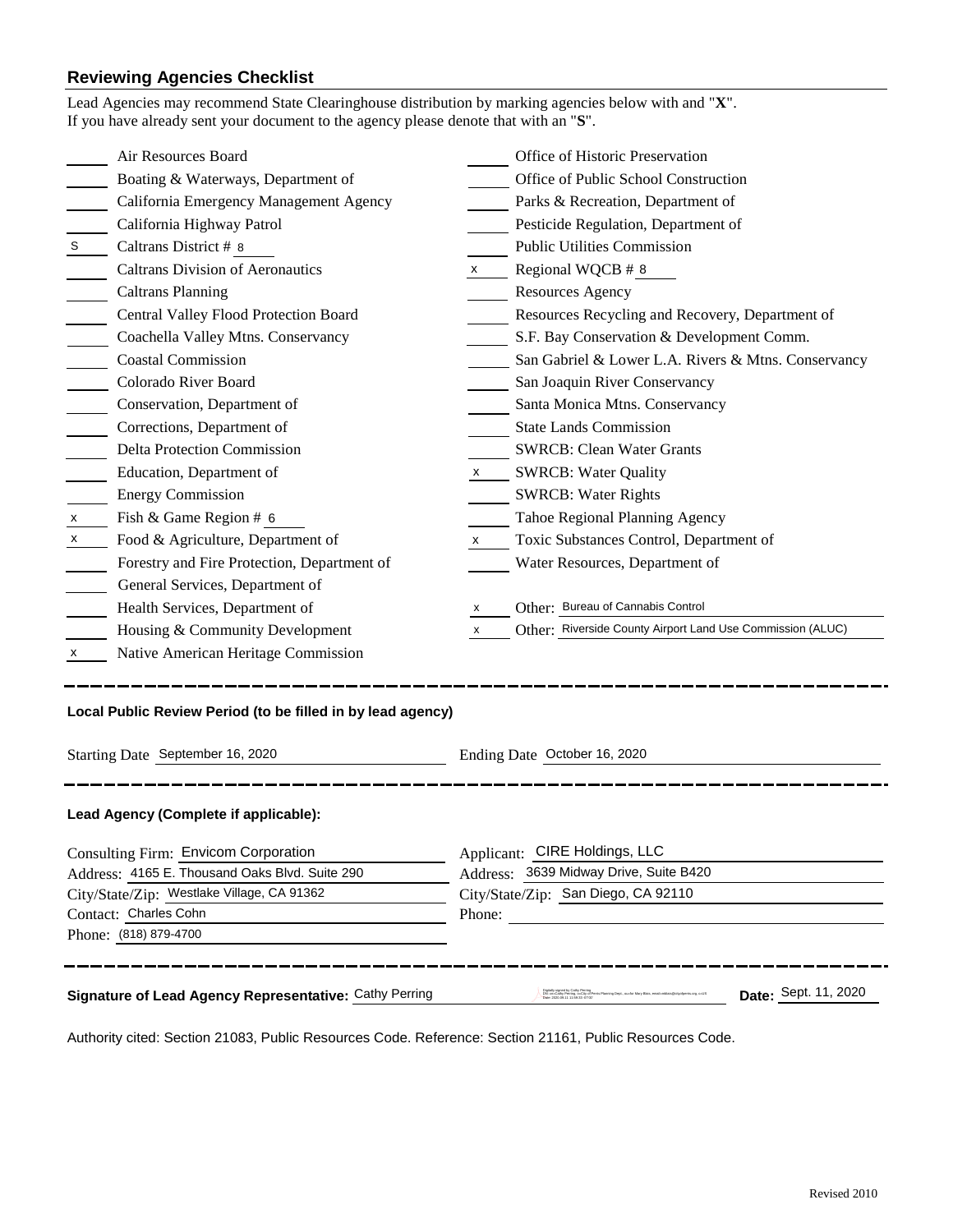## Reviewing Agencies Checklist

Lead Agencies may recommend State Clearinghouse distribution by marking agencies below with and "**X**".
If you have already sent your document to the agency please denote that with an "**S**".

| | | | |
|---|---|---|---|
| | Air Resources Board | | Office of Historic Preservation |
| | Boating & Waterways, Department of | | Office of Public School Construction |
| | California Emergency Management Agency | | Parks & Recreation, Department of |
| | California Highway Patrol | | Pesticide Regulation, Department of |
| S | Caltrans District # 8 | | Public Utilities Commission |
| | Caltrans Division of Aeronautics | x | Regional WQCB # 8 |
| | Caltrans Planning | | Resources Agency |
| | Central Valley Flood Protection Board | | Resources Recycling and Recovery, Department of |
| | Coachella Valley Mtns. Conservancy | | S.F. Bay Conservation & Development Comm. |
| | Coastal Commission | | San Gabriel & Lower L.A. Rivers & Mtns. Conservancy |
| | Colorado River Board | | San Joaquin River Conservancy |
| | Conservation, Department of | | Santa Monica Mtns. Conservancy |
| | Corrections, Department of | | State Lands Commission |
| | Delta Protection Commission | | SWRCB: Clean Water Grants |
| | Education, Department of | x | SWRCB: Water Quality |
| | Energy Commission | | SWRCB: Water Rights |
| x | Fish & Game Region # 6 | | Tahoe Regional Planning Agency |
| x | Food & Agriculture, Department of | x | Toxic Substances Control, Department of |
| | Forestry and Fire Protection, Department of | | Water Resources, Department of |
| | General Services, Department of | | |
| | Health Services, Department of | x | Other: Bureau of Cannabis Control |
| | Housing & Community Development | x | Other: Riverside County Airport Land Use Commission (ALUC) |
| x | Native American Heritage Commission | | |

---

### Local Public Review Period (to be filled in by lead agency)

Starting Date: September 16, 2020 Ending Date: October 16, 2020

---

### Lead Agency (Complete if applicable):

Consulting Firm: Envicom Corporation
Address: 4165 E. Thousand Oaks Blvd. Suite 290
City/State/Zip: Westlake Village, CA 91362
Contact: Charles Cohn
Phone: (818) 879-4700

Applicant: CIRE Holdings, LLC
Address: 3639 Midway Drive, Suite B420
City/State/Zip: San Diego, CA 92110
Phone:

---

**Signature of Lead Agency Representative:** Cathy Perring **Date:** Sept. 11, 2020

Authority cited: Section 21083, Public Resources Code. Reference: Section 21161, Public Resources Code.

Revised 2010